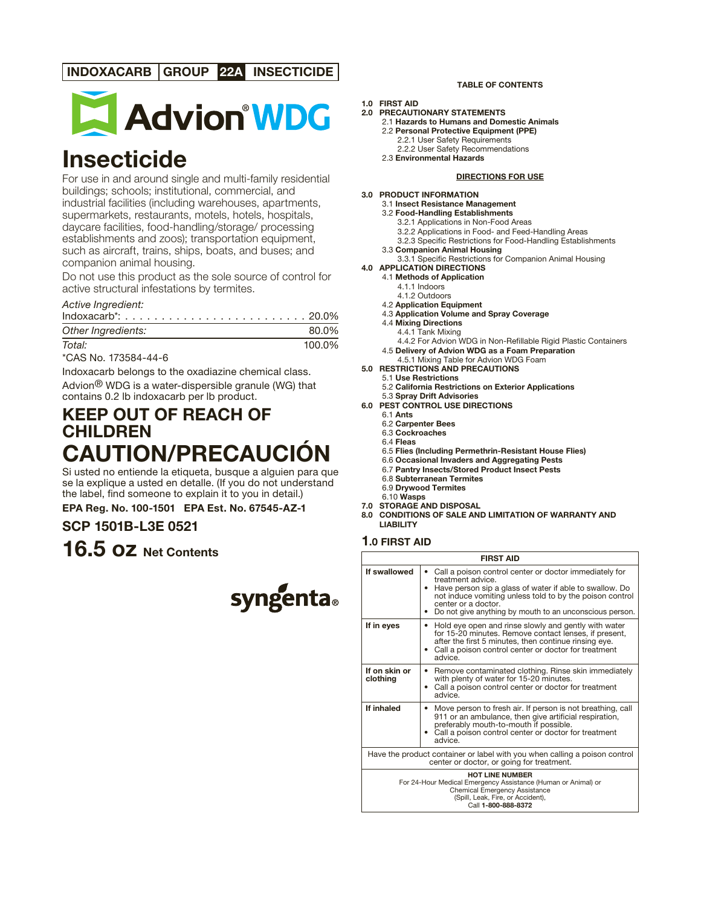**INDOXACARB | GROUP 22A INSECTICIDE**

# Advion® WDG

# Insecticide

For use in and around single and multi-family residential buildings; schools; institutional, commercial, and industrial facilities (including warehouses, apartments, supermarkets, restaurants, motels, hotels, hospitals, daycare facilities, food-handling/storage/ processing establishments and zoos); transportation equipment, such as aircraft, trains, ships, boats, and buses; and companion animal housing.

Do not use this product as the sole source of control for active structural infestations by termites.

| *Active Ingredient:* | |
|---|---|
| Indoxacarb*: . . . . . . . . . . . . . . . . . . . . . . . . . . | 20.0% |
| *Other Ingredients:* | 80.0% |
| *Total:* | 100.0% |

*CAS No. 173584-44-6

Indoxacarb belongs to the oxadiazine chemical class.

Advion® WDG is a water-dispersible granule (WG) that contains 0.2 lb indoxacarb per lb product.

## KEEP OUT OF REACH OF CHILDREN

# CAUTION/PRECAUCIÓN

Si usted no entiende la etiqueta, busque a alguien para que se la explique a usted en detalle. (If you do not understand the label, find someone to explain it to you in detail.)

**EPA Reg. No. 100-1501 EPA Est. No. 67545-AZ-1**

**SCP 1501B-L3E 0521**

**16.5 oz Net Contents**

syngenta®

**TABLE OF CONTENTS**

**1.0 FIRST AID**
**2.0 PRECAUTIONARY STATEMENTS**
- 2.1 **Hazards to Humans and Domestic Animals**
- 2.2 **Personal Protective Equipment (PPE)**
  - 2.2.1 User Safety Requirements
  - 2.2.2 User Safety Recommendations
- 2.3 **Environmental Hazards**

**DIRECTIONS FOR USE**

**3.0 PRODUCT INFORMATION**
- 3.1 **Insect Resistance Management**
- 3.2 **Food-Handling Establishments**
  - 3.2.1 Applications in Non-Food Areas
  - 3.2.2 Applications in Food- and Feed-Handling Areas
  - 3.2.3 Specific Restrictions for Food-Handling Establishments
- 3.3 **Companion Animal Housing**
  - 3.3.1 Specific Restrictions for Companion Animal Housing

**4.0 APPLICATION DIRECTIONS**
- 4.1 **Methods of Application**
  - 4.1.1 Indoors
  - 4.1.2 Outdoors
- 4.2 **Application Equipment**
- 4.3 **Application Volume and Spray Coverage**
- 4.4 **Mixing Directions**
  - 4.4.1 Tank Mixing
  - 4.4.2 For Advion WDG in Non-Refillable Rigid Plastic Containers
- 4.5 **Delivery of Advion WDG as a Foam Preparation**
  - 4.5.1 Mixing Table for Advion WDG Foam

**5.0 RESTRICTIONS AND PRECAUTIONS**
- 5.1 **Use Restrictions**
- 5.2 **California Restrictions on Exterior Applications**
- 5.3 **Spray Drift Advisories**

**6.0 PEST CONTROL USE DIRECTIONS**
- 6.1 **Ants**
- 6.2 **Carpenter Bees**
- 6.3 **Cockroaches**
- 6.4 **Fleas**
- 6.5 **Flies (Including Permethrin-Resistant House Flies)**
- 6.6 **Occasional Invaders and Aggregating Pests**
- 6.7 **Pantry Insects/Stored Product Insect Pests**
- 6.8 **Subterranean Termites**
- 6.9 **Drywood Termites**
- 6.10 **Wasps**

**7.0 STORAGE AND DISPOSAL**
**8.0 CONDITIONS OF SALE AND LIMITATION OF WARRANTY AND LIABILITY**

## 1.0 FIRST AID

| FIRST AID | |
|---|---|
| **If swallowed** | • Call a poison control center or doctor immediately for treatment advice.<br>• Have person sip a glass of water if able to swallow. Do not induce vomiting unless told to by the poison control center or a doctor.<br>• Do not give anything by mouth to an unconscious person. |
| **If in eyes** | • Hold eye open and rinse slowly and gently with water for 15-20 minutes. Remove contact lenses, if present, after the first 5 minutes, then continue rinsing eye.<br>• Call a poison control center or doctor for treatment advice. |
| **If on skin or clothing** | • Remove contaminated clothing. Rinse skin immediately with plenty of water for 15-20 minutes.<br>• Call a poison control center or doctor for treatment advice. |
| **If inhaled** | • Move person to fresh air. If person is not breathing, call 911 or an ambulance, then give artificial respiration, preferably mouth-to-mouth if possible.<br>• Call a poison control center or doctor for treatment advice. |
| Have the product container or label with you when calling a poison control center or doctor, or going for treatment. | |
| **HOT LINE NUMBER**<br>For 24-Hour Medical Emergency Assistance (Human or Animal) or Chemical Emergency Assistance (Spill, Leak, Fire, or Accident), Call **1-800-888-8372** | |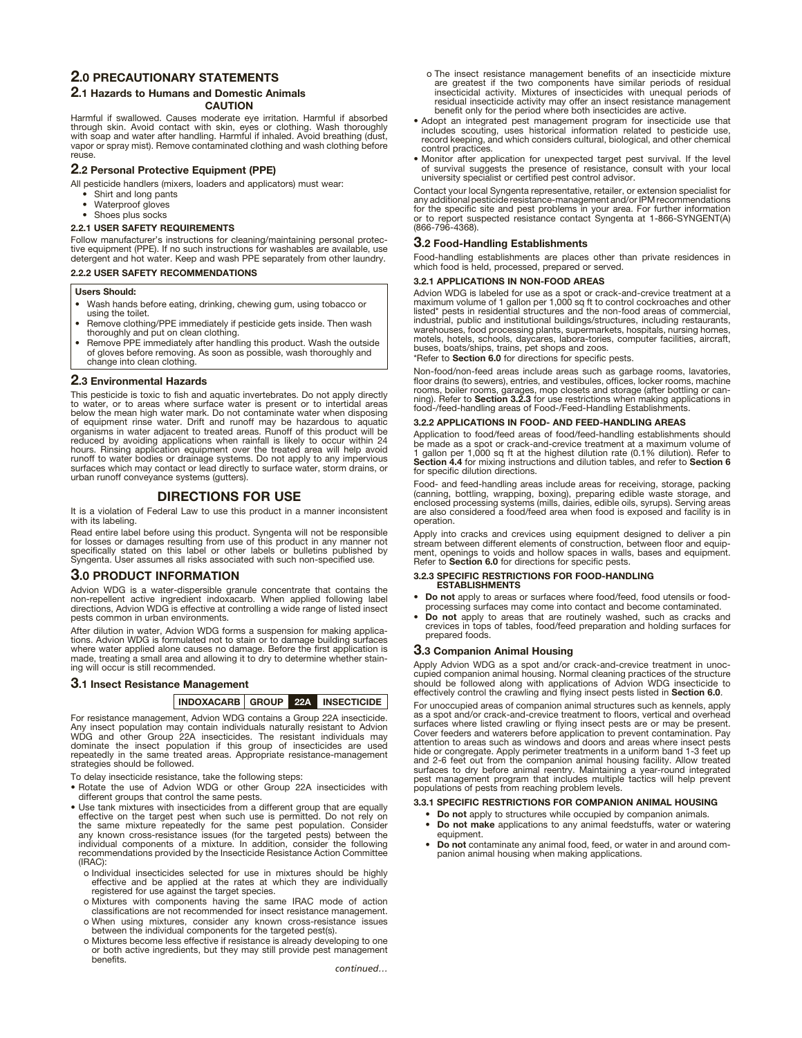## 2.0 PRECAUTIONARY STATEMENTS

### 2.1 Hazards to Humans and Domestic Animals

**CAUTION**

Harmful if swallowed. Causes moderate eye irritation. Harmful if absorbed through skin. Avoid contact with skin, eyes or clothing. Wash thoroughly with soap and water after handling. Harmful if inhaled. Avoid breathing (dust, vapor or spray mist). Remove contaminated clothing and wash clothing before reuse.

### 2.2 Personal Protective Equipment (PPE)

All pesticide handlers (mixers, loaders and applicators) must wear:

- Shirt and long pants
- Waterproof gloves
- Shoes plus socks

#### 2.2.1 USER SAFETY REQUIREMENTS

Follow manufacturer's instructions for cleaning/maintaining personal protective equipment (PPE). If no such instructions for washables are available, use detergent and hot water. Keep and wash PPE separately from other laundry.

#### 2.2.2 USER SAFETY RECOMMENDATIONS

**Users Should:**

- Wash hands before eating, drinking, chewing gum, using tobacco or using the toilet.
- Remove clothing/PPE immediately if pesticide gets inside. Then wash thoroughly and put on clean clothing.
- Remove PPE immediately after handling this product. Wash the outside of gloves before removing. As soon as possible, wash thoroughly and change into clean clothing.

### 2.3 Environmental Hazards

This pesticide is toxic to fish and aquatic invertebrates. Do not apply directly to water, or to areas where surface water is present or to intertidal areas below the mean high water mark. Do not contaminate water when disposing of equipment rinse water. Drift and runoff may be hazardous to aquatic organisms in water adjacent to treated areas. Runoff of this product will be reduced by avoiding applications when rainfall is likely to occur within 24 hours. Rinsing application equipment over the treated area will help avoid runoff to water bodies or drainage systems. Do not apply to any impervious surfaces which may contact or lead directly to surface water, storm drains, or urban runoff conveyance systems (gutters).

## DIRECTIONS FOR USE

It is a violation of Federal Law to use this product in a manner inconsistent with its labeling.

Read entire label before using this product. Syngenta will not be responsible for losses or damages resulting from use of this product in any manner not specifically stated on this label or other labels or bulletins published by Syngenta. User assumes all risks associated with such non-specified use.

## 3.0 PRODUCT INFORMATION

Advion WDG is a water-dispersible granule concentrate that contains the non-repellent active ingredient indoxacarb. When applied following label directions, Advion WDG is effective at controlling a wide range of listed insect pests common in urban environments.

After dilution in water, Advion WDG forms a suspension for making applications. Advion WDG is formulated not to stain or to damage building surfaces where water applied alone causes no damage. Before the first application is made, treating a small area and allowing it to dry to determine whether staining will occur is still recommended.

### 3.1 Insect Resistance Management

| INDOXACARB | GROUP | 22A | INSECTICIDE |
|---|---|---|---|

For resistance management, Advion WDG contains a Group 22A insecticide. Any insect population may contain individuals naturally resistant to Advion WDG and other Group 22A insecticides. The resistant individuals may dominate the insect population if this group of insecticides are used repeatedly in the same treated areas. Appropriate resistance-management strategies should be followed.

To delay insecticide resistance, take the following steps:

- Rotate the use of Advion WDG or other Group 22A insecticides with different groups that control the same pests.
- Use tank mixtures with insecticides from a different group that are equally effective on the target pest when such use is permitted. Do not rely on the same mixture repeatedly for the same pest population. Consider any known cross-resistance issues (for the targeted pests) between the individual components of a mixture. In addition, consider the following recommendations provided by the Insecticide Resistance Action Committee (IRAC):
  - o Individual insecticides selected for use in mixtures should be highly effective and be applied at the rates at which they are individually registered for use against the target species.
  - o Mixtures with components having the same IRAC mode of action classifications are not recommended for insect resistance management.
  - o When using mixtures, consider any known cross-resistance issues between the individual components for the targeted pest(s).
  - o Mixtures become less effective if resistance is already developing to one or both active ingredients, but they may still provide pest management benefits.

*continued…*

  - o The insect resistance management benefits of an insecticide mixture are greatest if the two components have similar periods of residual insecticidal activity. Mixtures of insecticides with unequal periods of residual insecticide activity may offer an insect resistance management benefit only for the period where both insecticides are active.
- Adopt an integrated pest management program for insecticide use that includes scouting, uses historical information related to pesticide use, record keeping, and which considers cultural, biological, and other chemical control practices.
- Monitor after application for unexpected target pest survival. If the level of survival suggests the presence of resistance, consult with your local university specialist or certified pest control advisor.

Contact your local Syngenta representative, retailer, or extension specialist for any additional pesticide resistance-management and/or IPM recommendations for the specific site and pest problems in your area. For further information or to report suspected resistance contact Syngenta at 1-866-SYNGENT(A) (866-796-4368).

### 3.2 Food-Handling Establishments

Food-handling establishments are places other than private residences in which food is held, processed, prepared or served.

#### 3.2.1 APPLICATIONS IN NON-FOOD AREAS

Advion WDG is labeled for use as a spot or crack-and-crevice treatment at a maximum volume of 1 gallon per 1,000 sq ft to control cockroaches and other listed* pests in residential structures and the non-food areas of commercial, industrial, public and institutional buildings/structures, including restaurants, warehouses, food processing plants, supermarkets, hospitals, nursing homes, motels, hotels, schools, daycares, labora-tories, computer facilities, aircraft, buses, boats/ships, trains, pet shops and zoos.

*Refer to **Section 6.0** for directions for specific pests.

Non-food/non-feed areas include areas such as garbage rooms, lavatories, floor drains (to sewers), entries, and vestibules, offices, locker rooms, machine rooms, boiler rooms, garages, mop closets and storage (after bottling or canning). Refer to **Section 3.2.3** for use restrictions when making applications in food-/feed-handling areas of Food-/Feed-Handling Establishments.

#### 3.2.2 APPLICATIONS IN FOOD- AND FEED-HANDLING AREAS

Application to food/feed areas of food/feed-handling establishments should be made as a spot or crack-and-crevice treatment at a maximum volume of 1 gallon per 1,000 sq ft at the highest dilution rate (0.1% dilution). Refer to **Section 4.4** for mixing instructions and dilution tables, and refer to **Section 6** for specific dilution directions.

Food- and feed-handling areas include areas for receiving, storage, packing (canning, bottling, wrapping, boxing), preparing edible waste storage, and enclosed processing systems (mills, dairies, edible oils, syrups). Serving areas are also considered a food/feed area when food is exposed and facility is in operation.

Apply into cracks and crevices using equipment designed to deliver a pin stream between different elements of construction, between floor and equipment, openings to voids and hollow spaces in walls, bases and equipment. Refer to **Section 6.0** for directions for specific pests.

#### 3.2.3 SPECIFIC RESTRICTIONS FOR FOOD-HANDLING ESTABLISHMENTS

- **Do not** apply to areas or surfaces where food/feed, food utensils or food-processing surfaces may come into contact and become contaminated.
- **Do not** apply to areas that are routinely washed, such as cracks and crevices in tops of tables, food/feed preparation and holding surfaces for prepared foods.

### 3.3 Companion Animal Housing

Apply Advion WDG as a spot and/or crack-and-crevice treatment in unoccupied companion animal housing. Normal cleaning practices of the structure should be followed along with applications of Advion WDG insecticide to effectively control the crawling and flying insect pests listed in **Section 6.0**.

For unoccupied areas of companion animal structures such as kennels, apply as a spot and/or crack-and-crevice treatment to floors, vertical and overhead surfaces where listed crawling or flying insect pests are or may be present. Cover feeders and waterers before application to prevent contamination. Pay attention to areas such as windows and doors and areas where insect pests hide or congregate. Apply perimeter treatments in a uniform band 1-3 feet up and 2-6 feet out from the companion animal housing facility. Allow treated surfaces to dry before animal reentry. Maintaining a year-round integrated pest management program that includes multiple tactics will help prevent populations of pests from reaching problem levels.

#### 3.3.1 SPECIFIC RESTRICTIONS FOR COMPANION ANIMAL HOUSING

- **Do not** apply to structures while occupied by companion animals.
- **Do not make** applications to any animal feedstuffs, water or watering equipment.
- **Do not** contaminate any animal food, feed, or water in and around companion animal housing when making applications.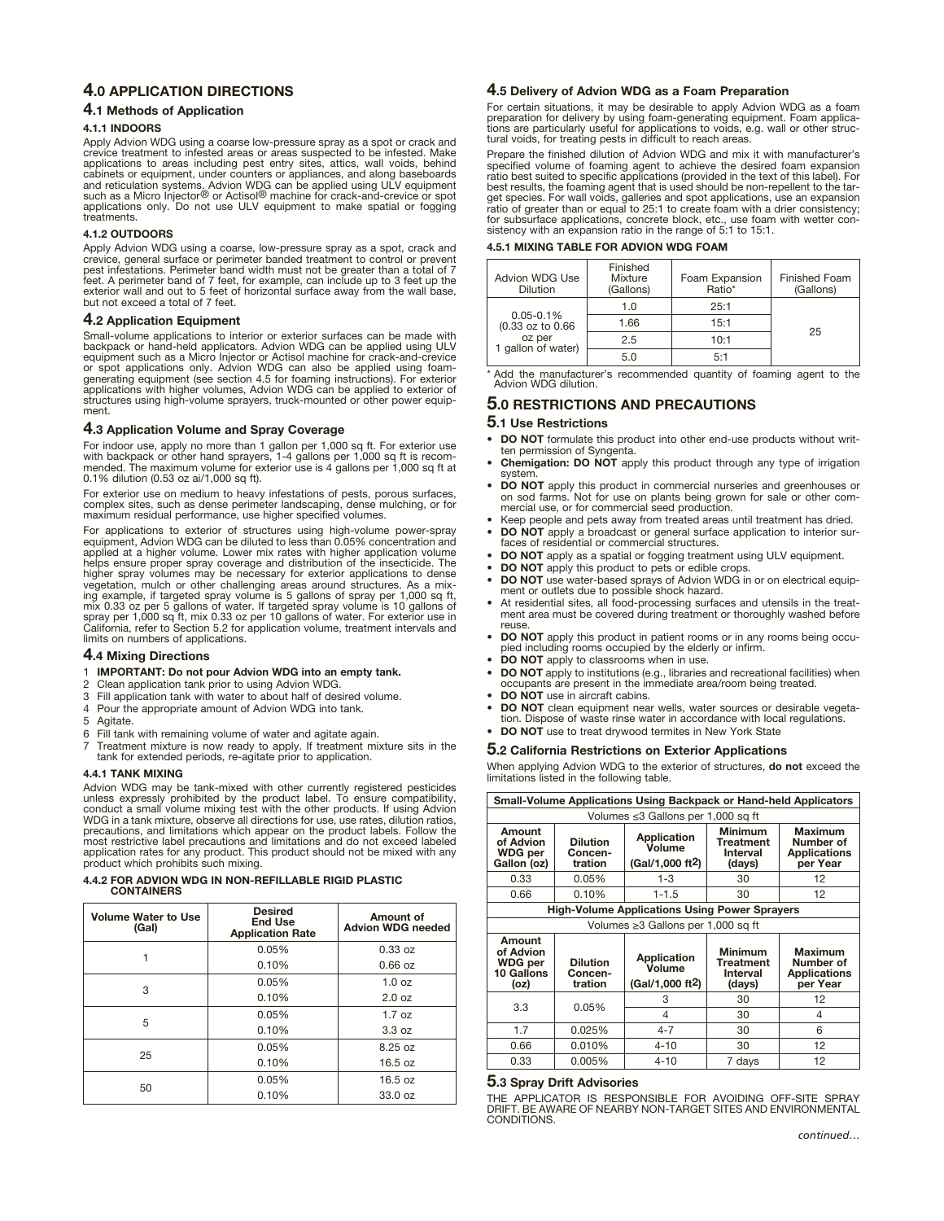## 4.0 APPLICATION DIRECTIONS

### 4.1 Methods of Application

#### 4.1.1 INDOORS

Apply Advion WDG using a coarse low-pressure spray as a spot or crack and crevice treatment to infested areas or areas suspected to be infested. Make applications to areas including pest entry sites, attics, wall voids, behind cabinets or equipment, under counters or appliances, and along baseboards and reticulation systems. Advion WDG can be applied using ULV equipment such as a Micro Injector® or Actisol® machine for crack-and-crevice or spot applications only. Do not use ULV equipment to make spatial or fogging treatments.

#### 4.1.2 OUTDOORS

Apply Advion WDG using a coarse, low-pressure spray as a spot, crack and crevice, general surface or perimeter banded treatment to control or prevent pest infestations. Perimeter band width must not be greater than a total of 7 feet. A perimeter band of 7 feet, for example, can include up to 3 feet up the exterior wall and out to 5 feet of horizontal surface away from the wall base, but not exceed a total of 7 feet.

### 4.2 Application Equipment

Small-volume applications to interior or exterior surfaces can be made with backpack or hand-held applicators. Advion WDG can be applied using ULV equipment such as a Micro Injector or Actisol machine for crack-and-crevice or spot applications only. Advion WDG can also be applied using foam-generating equipment (see section 4.5 for foaming instructions). For exterior applications with higher volumes, Advion WDG can be applied to exterior of structures using high-volume sprayers, truck-mounted or other power equipment.

### 4.3 Application Volume and Spray Coverage

For indoor use, apply no more than 1 gallon per 1,000 sq ft. For exterior use with backpack or other hand sprayers, 1-4 gallons per 1,000 sq ft is recommended. The maximum volume for exterior use is 4 gallons per 1,000 sq ft at 0.1% dilution (0.53 oz ai/1,000 sq ft).

For exterior use on medium to heavy infestations of pests, porous surfaces, complex sites, such as dense perimeter landscaping, dense mulching, or for maximum residual performance, use higher specified volumes.

For applications to exterior of structures using high-volume power-spray equipment, Advion WDG can be diluted to less than 0.05% concentration and applied at a higher volume. Lower mix rates with higher application volume helps ensure proper spray coverage and distribution of the insecticide. The higher spray volumes may be necessary for exterior applications to dense vegetation, mulch or other challenging areas around structures. As a mixing example, if targeted spray volume is 5 gallons of spray per 1,000 sq ft, mix 0.33 oz per 5 gallons of water. If targeted spray volume is 10 gallons of spray per 1,000 sq ft, mix 0.33 oz per 10 gallons of water. For exterior use in California, refer to Section 5.2 for application volume, treatment intervals and limits on numbers of applications.

### 4.4 Mixing Directions

1. **IMPORTANT: Do not pour Advion WDG into an empty tank.**
2. Clean application tank prior to using Advion WDG.
3. Fill application tank with water to about half of desired volume.
4. Pour the appropriate amount of Advion WDG into tank.
5. Agitate.
6. Fill tank with remaining volume of water and agitate again.
7. Treatment mixture is now ready to apply. If treatment mixture sits in the tank for extended periods, re-agitate prior to application.

#### 4.4.1 TANK MIXING

Advion WDG may be tank-mixed with other currently registered pesticides unless expressly prohibited by the product label. To ensure compatibility, conduct a small volume mixing test with the other products. If using Advion WDG in a tank mixture, observe all directions for use, use rates, dilution ratios, precautions, and limitations which appear on the product labels. Follow the most restrictive label precautions and limitations and do not exceed labeled application rates for any product. This product should not be mixed with any product which prohibits such mixing.

#### 4.4.2 FOR ADVION WDG IN NON-REFILLABLE RIGID PLASTIC CONTAINERS

| Volume Water to Use (Gal) | Desired End Use Application Rate | Amount of Advion WDG needed |
|---|---|---|
| 1 | 0.05% | 0.33 oz |
| | 0.10% | 0.66 oz |
| 3 | 0.05% | 1.0 oz |
| | 0.10% | 2.0 oz |
| 5 | 0.05% | 1.7 oz |
| | 0.10% | 3.3 oz |
| 25 | 0.05% | 8.25 oz |
| | 0.10% | 16.5 oz |
| 50 | 0.05% | 16.5 oz |
| | 0.10% | 33.0 oz |

### 4.5 Delivery of Advion WDG as a Foam Preparation

For certain situations, it may be desirable to apply Advion WDG as a foam preparation for delivery by using foam-generating equipment. Foam applications are particularly useful for applications to voids, e.g. wall or other structural voids, for treating pests in difficult to reach areas.

Prepare the finished dilution of Advion WDG and mix it with manufacturer's specified volume of foaming agent to achieve the desired foam expansion ratio best suited to specific applications (provided in the text of this label). For best results, the foaming agent that is used should be non-repellent to the target species. For wall voids, galleries and spot applications, use an expansion ratio of greater than or equal to 25:1 to create foam with a drier consistency; for subsurface applications, concrete block, etc., use foam with wetter consistency with an expansion ratio in the range of 5:1 to 15:1.

#### 4.5.1 MIXING TABLE FOR ADVION WDG FOAM

| Advion WDG Use Dilution | Finished Mixture (Gallons) | Foam Expansion Ratio* | Finished Foam (Gallons) |
|---|---|---|---|
| 0.05-0.1% (0.33 oz to 0.66 oz per 1 gallon of water) | 1.0 | 25:1 | 25 |
| | 1.66 | 15:1 | |
| | 2.5 | 10:1 | |
| | 5.0 | 5:1 | |

\* Add the manufacturer's recommended quantity of foaming agent to the Advion WDG dilution.

## 5.0 RESTRICTIONS AND PRECAUTIONS

### 5.1 Use Restrictions

- **DO NOT** formulate this product into other end-use products without written permission of Syngenta.
- **Chemigation: DO NOT** apply this product through any type of irrigation system.
- **DO NOT** apply this product in commercial nurseries and greenhouses or on sod farms. Not for use on plants being grown for sale or other commercial use, or for commercial seed production.
- Keep people and pets away from treated areas until treatment has dried.
- **DO NOT** apply a broadcast or general surface application to interior surfaces of residential or commercial structures.
- **DO NOT** apply as a spatial or fogging treatment using ULV equipment.
- **DO NOT** apply this product to pets or edible crops.
- **DO NOT** use water-based sprays of Advion WDG in or on electrical equipment or outlets due to possible shock hazard.
- At residential sites, all food-processing surfaces and utensils in the treatment area must be covered during treatment or thoroughly washed before reuse.
- **DO NOT** apply this product in patient rooms or in any rooms being occupied including rooms occupied by the elderly or infirm.
- **DO NOT** apply to classrooms when in use.
- **DO NOT** apply to institutions (e.g., libraries and recreational facilities) when occupants are present in the immediate area/room being treated.
- **DO NOT** use in aircraft cabins.
- **DO NOT** clean equipment near wells, water sources or desirable vegetation. Dispose of waste rinse water in accordance with local regulations.
- **DO NOT** use to treat drywood termites in New York State

### 5.2 California Restrictions on Exterior Applications

When applying Advion WDG to the exterior of structures, **do not** exceed the limitations listed in the following table.

| Small-Volume Applications Using Backpack or Hand-held Applicators | | | | |
|---|---|---|---|---|
| Volumes ≤3 Gallons per 1,000 sq ft | | | | |
| **Amount of Advion WDG per Gallon (oz)** | **Dilution Concentration** | **Application Volume (Gal/1,000 ft²)** | **Minimum Treatment Interval (days)** | **Maximum Number of Applications per Year** |
| 0.33 | 0.05% | 1-3 | 30 | 12 |
| 0.66 | 0.10% | 1-1.5 | 30 | 12 |
| **High-Volume Applications Using Power Sprayers** | | | | |
| Volumes ≥3 Gallons per 1,000 sq ft | | | | |
| **Amount of Advion WDG per 10 Gallons (oz)** | **Dilution Concentration** | **Application Volume (Gal/1,000 ft²)** | **Minimum Treatment Interval (days)** | **Maximum Number of Applications per Year** |
| 3.3 | 0.05% | 3 | 30 | 12 |
| | | 4 | 30 | 4 |
| 1.7 | 0.025% | 4-7 | 30 | 6 |
| 0.66 | 0.010% | 4-10 | 30 | 12 |
| 0.33 | 0.005% | 4-10 | 7 days | 12 |

### 5.3 Spray Drift Advisories

THE APPLICATOR IS RESPONSIBLE FOR AVOIDING OFF-SITE SPRAY DRIFT. BE AWARE OF NEARBY NON-TARGET SITES AND ENVIRONMENTAL CONDITIONS.

*continued…*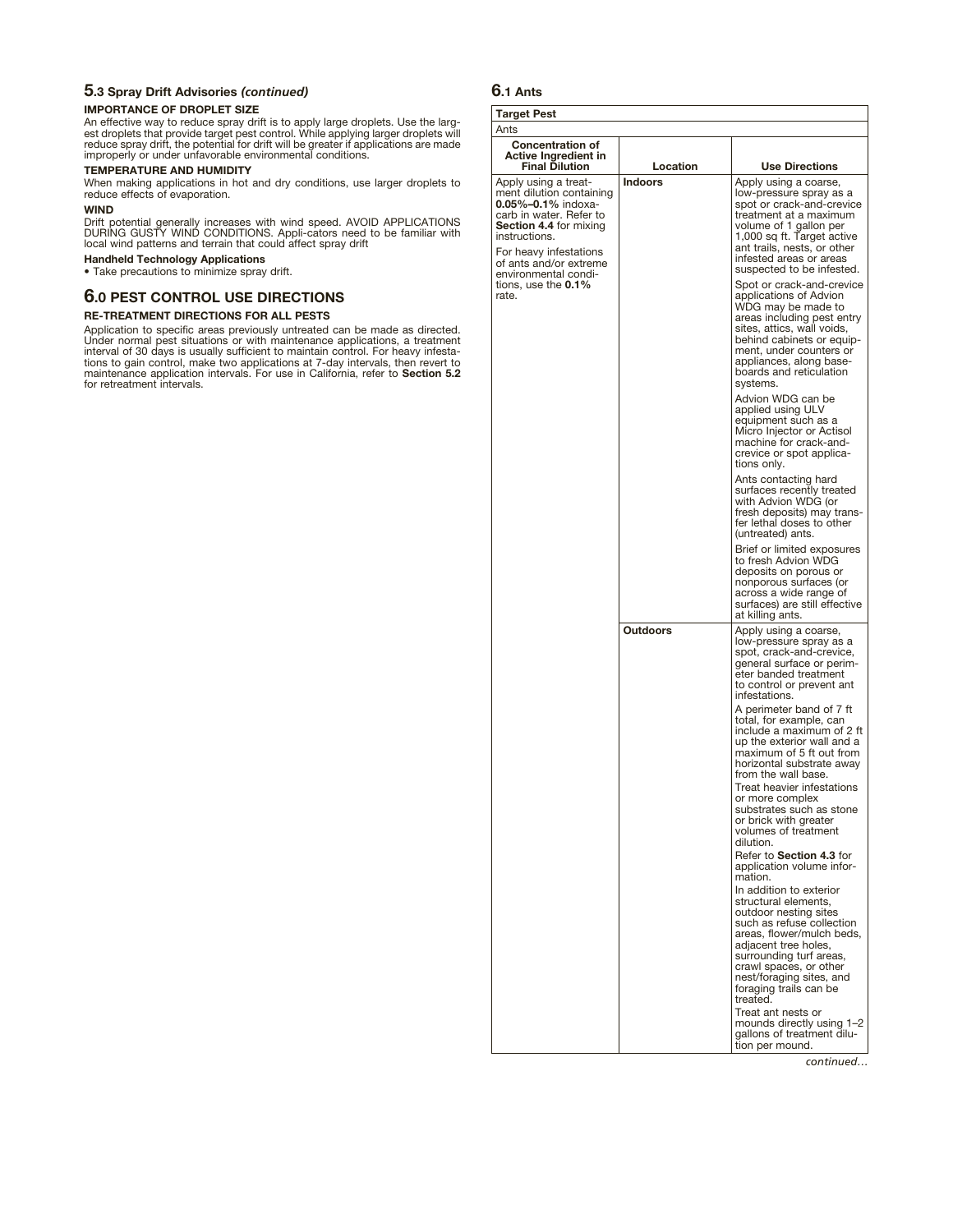## 5.3 Spray Drift Advisories *(continued)*

**IMPORTANCE OF DROPLET SIZE**

An effective way to reduce spray drift is to apply large droplets. Use the largest droplets that provide target pest control. While applying larger droplets will reduce spray drift, the potential for drift will be greater if applications are made improperly or under unfavorable environmental conditions.

**TEMPERATURE AND HUMIDITY**

When making applications in hot and dry conditions, use larger droplets to reduce effects of evaporation.

**WIND**

Drift potential generally increases with wind speed. AVOID APPLICATIONS DURING GUSTY WIND CONDITIONS. Appli-cators need to be familiar with local wind patterns and terrain that could affect spray drift

**Handheld Technology Applications**

- Take precautions to minimize spray drift.

## 6.0 PEST CONTROL USE DIRECTIONS

**RE-TREATMENT DIRECTIONS FOR ALL PESTS**

Application to specific areas previously untreated can be made as directed. Under normal pest situations or with maintenance applications, a treatment interval of 30 days is usually sufficient to maintain control. For heavy infestations to gain control, make two applications at 7-day intervals, then revert to maintenance application intervals. For use in California, refer to **Section 5.2** for retreatment intervals.

## 6.1 Ants

| **Target Pest** | | |
|---|---|---|
| Ants | | |
| **Concentration of Active Ingredient in Final Dilution** | **Location** | **Use Directions** |
| Apply using a treatment dilution containing **0.05%–0.1%** indoxacarb in water. Refer to **Section 4.4** for mixing instructions.<br><br>For heavy infestations of ants and/or extreme environmental conditions, use the **0.1%** rate. | **Indoors** | Apply using a coarse, low-pressure spray as a spot or crack-and-crevice treatment at a maximum volume of 1 gallon per 1,000 sq ft. Target active ant trails, nests, or other infested areas or areas suspected to be infested.<br><br>Spot or crack-and-crevice applications of Advion WDG may be made to areas including pest entry sites, attics, wall voids, behind cabinets or equipment, under counters or appliances, along baseboards and reticulation systems.<br><br>Advion WDG can be applied using ULV equipment such as a Micro Injector or Actisol machine for crack-and-crevice or spot applications only.<br><br>Ants contacting hard surfaces recently treated with Advion WDG (or fresh deposits) may transfer lethal doses to other (untreated) ants.<br><br>Brief or limited exposures to fresh Advion WDG deposits on porous or nonporous surfaces (or across a wide range of surfaces) are still effective at killing ants. |
| | **Outdoors** | Apply using a coarse, low-pressure spray as a spot, crack-and-crevice, general surface or perimeter banded treatment to control or prevent ant infestations.<br><br>A perimeter band of 7 ft total, for example, can include a maximum of 2 ft up the exterior wall and a maximum of 5 ft out from horizontal substrate away from the wall base.<br><br>Treat heavier infestations or more complex substrates such as stone or brick with greater volumes of treatment dilution.<br><br>Refer to **Section 4.3** for application volume information.<br><br>In addition to exterior structural elements, outdoor nesting sites such as refuse collection areas, flower/mulch beds, adjacent tree holes, surrounding turf areas, crawl spaces, or other nest/foraging sites, and foraging trails can be treated.<br><br>Treat ant nests or mounds directly using 1–2 gallons of treatment dilution per mound. |

*continued…*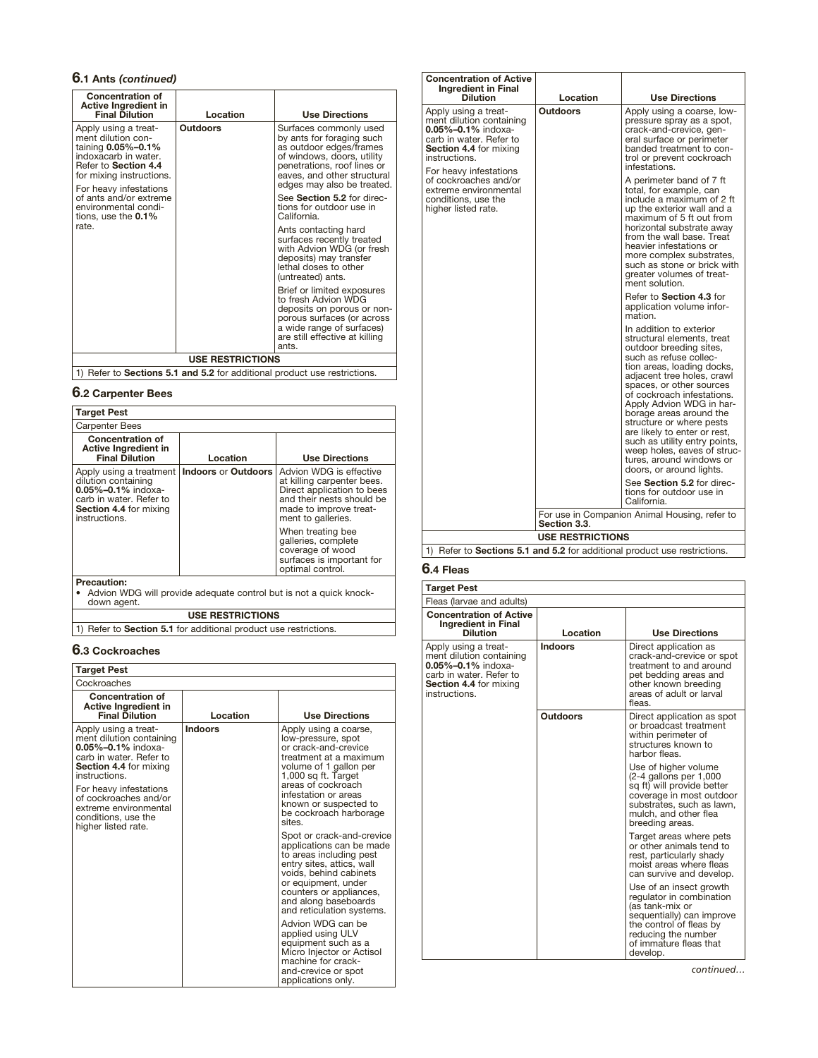## 6.1 Ants *(continued)*

| Concentration of Active Ingredient in Final Dilution | Location | Use Directions |
|---|---|---|
| Apply using a treatment dilution containing **0.05%–0.1%** indoxacarb in water. Refer to **Section 4.4** for mixing instructions.<br><br>For heavy infestations of ants and/or extreme environmental conditions, use the **0.1%** rate. | **Outdoors** | Surfaces commonly used by ants for foraging such as outdoor edges/frames of windows, doors, utility penetrations, roof lines or eaves, and other structural edges may also be treated.<br><br>See **Section 5.2** for directions for outdoor use in California.<br><br>Ants contacting hard surfaces recently treated with Advion WDG (or fresh deposits) may transfer lethal doses to other (untreated) ants.<br><br>Brief or limited exposures to fresh Advion WDG deposits on porous or non-porous surfaces (or across a wide range of surfaces) are still effective at killing ants. |
| **USE RESTRICTIONS** | | |
| 1) Refer to **Sections 5.1 and 5.2** for additional product use restrictions. | | |

## 6.2 Carpenter Bees

| Target Pest | | |
|---|---|---|
| Carpenter Bees | | |
| **Concentration of Active Ingredient in Final Dilution** | **Location** | **Use Directions** |
| Apply using a treatment dilution containing **0.05%–0.1%** indoxacarb in water. Refer to **Section 4.4** for mixing instructions. | **Indoors** or **Outdoors** | Advion WDG is effective at killing carpenter bees. Direct application to bees and their nests should be made to improve treatment to galleries.<br><br>When treating bee galleries, complete coverage of wood surfaces is important for optimal control. |
| **Precaution:**<br>• Advion WDG will provide adequate control but is not a quick knock-down agent. | | |
| **USE RESTRICTIONS** | | |
| 1) Refer to **Section 5.1** for additional product use restrictions. | | |

## 6.3 Cockroaches

| Target Pest | | |
|---|---|---|
| Cockroaches | | |
| **Concentration of Active Ingredient in Final Dilution** | **Location** | **Use Directions** |
| Apply using a treatment dilution containing **0.05%–0.1%** indoxacarb in water. Refer to **Section 4.4** for mixing instructions.<br><br>For heavy infestations of cockroaches and/or extreme environmental conditions, use the higher listed rate. | **Indoors** | Apply using a coarse, low-pressure, spot or crack-and-crevice treatment at a maximum volume of 1 gallon per 1,000 sq ft. Target areas of cockroach infestation or areas known or suspected to be cockroach harborage sites.<br><br>Spot or crack-and-crevice applications can be made to areas including pest entry sites, attics, wall voids, behind cabinets or equipment, under counters or appliances, and along baseboards and reticulation systems.<br><br>Advion WDG can be applied using ULV equipment such as a Micro Injector or Actisol machine for crack-and-crevice or spot applications only. |
| Apply using a treatment dilution containing **0.05%–0.1%** indoxacarb in water. Refer to **Section 4.4** for mixing instructions.<br><br>For heavy infestations of cockroaches and/or extreme environmental conditions, use the higher listed rate. | **Outdoors** | Apply using a coarse, low-pressure spray as a spot, crack-and-crevice, general surface or perimeter banded treatment to control or prevent cockroach infestations.<br><br>A perimeter band of 7 ft total, for example, can include a maximum of 2 ft up the exterior wall and a maximum of 5 ft out from horizontal substrate away from the wall base. Treat heavier infestations or more complex substrates, such as stone or brick with greater volumes of treatment solution.<br><br>Refer to **Section 4.3** for application volume information.<br><br>In addition to exterior structural elements, treat outdoor breeding sites, such as refuse collection areas, loading docks, adjacent tree holes, crawl spaces, or other sources of cockroach infestations. Apply Advion WDG in harborage areas around the structure or where pests are likely to enter or rest, such as utility entry points, weep holes, eaves of structures, around windows or doors, or around lights.<br><br>See **Section 5.2** for directions for outdoor use in California. |
| | For use in Companion Animal Housing, refer to **Section 3.3**. | |
| **USE RESTRICTIONS** | | |
| 1) Refer to **Sections 5.1 and 5.2** for additional product use restrictions. | | |

## 6.4 Fleas

| Target Pest | | |
|---|---|---|
| Fleas (larvae and adults) | | |
| **Concentration of Active Ingredient in Final Dilution** | **Location** | **Use Directions** |
| Apply using a treatment dilution containing **0.05%–0.1%** indoxacarb in water. Refer to **Section 4.4** for mixing instructions. | **Indoors** | Direct application as crack-and-crevice or spot treatment to and around pet bedding areas and other known breeding areas of adult or larval fleas. |
| | **Outdoors** | Direct application as spot or broadcast treatment within perimeter of structures known to harbor fleas.<br><br>Use of higher volume (2-4 gallons per 1,000 sq ft) will provide better coverage in most outdoor substrates, such as lawn, mulch, and other flea breeding areas.<br><br>Target areas where pets or other animals tend to rest, particularly shady moist areas where fleas can survive and develop.<br><br>Use of an insect growth regulator in combination (as tank-mix or sequentially) can improve the control of fleas by reducing the number of immature fleas that develop. |

*continued...*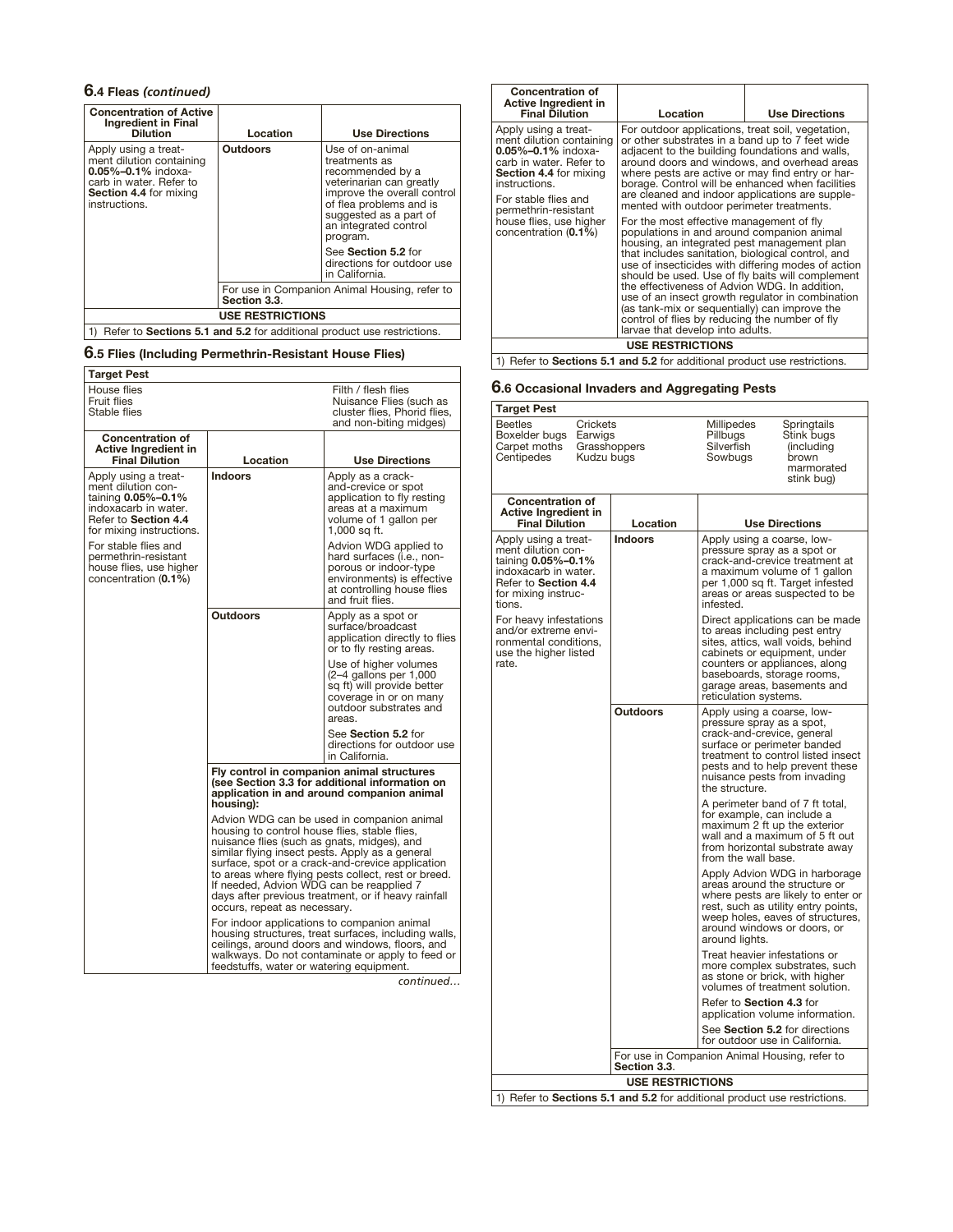## 6.4 Fleas *(continued)*

| Concentration of Active Ingredient in Final Dilution | Location | Use Directions |
|---|---|---|
| Apply using a treatment dilution containing **0.05%–0.1%** indoxacarb in water. Refer to **Section 4.4** for mixing instructions. | **Outdoors** | Use of on-animal treatments as recommended by a veterinarian can greatly improve the overall control of flea problems and is suggested as a part of an integrated control program.<br><br>See **Section 5.2** for directions for outdoor use in California. |
| | For use in Companion Animal Housing, refer to **Section 3.3**. | |
| **USE RESTRICTIONS** | | |
| 1) Refer to **Sections 5.1 and 5.2** for additional product use restrictions. | | |

## 6.5 Flies (Including Permethrin-Resistant House Flies)

| Target Pest | | |
|---|---|---|
| House flies<br>Fruit flies<br>Stable flies | | Filth / flesh flies<br>Nuisance Flies (such as cluster flies, Phorid flies, and non-biting midges) |
| **Concentration of Active Ingredient in Final Dilution** | **Location** | **Use Directions** |
| Apply using a treatment dilution containing **0.05%–0.1%** indoxacarb in water. Refer to **Section 4.4** for mixing instructions.<br><br>For stable flies and permethrin-resistant house flies, use higher concentration (**0.1%**) | **Indoors** | Apply as a crack-and-crevice or spot application to fly resting areas at a maximum volume of 1 gallon per 1,000 sq ft.<br><br>Advion WDG applied to hard surfaces (i.e., non-porous or indoor-type environments) is effective at controlling house flies and fruit flies. |
| | **Outdoors** | Apply as a spot or surface/broadcast application directly to flies or to fly resting areas.<br><br>Use of higher volumes (2–4 gallons per 1,000 sq ft) will provide better coverage in or on many outdoor substrates and areas.<br><br>See **Section 5.2** for directions for outdoor use in California. |
| | **Fly control in companion animal structures (see Section 3.3 for additional information on application in and around companion animal housing):**<br><br>Advion WDG can be used in companion animal housing to control house flies, stable flies, nuisance flies (such as gnats, midges), and similar flying insect pests. Apply as a general surface, spot or a crack-and-crevice application to areas where flying pests collect, rest or breed. If needed, Advion WDG can be reapplied 7 days after previous treatment, or if heavy rainfall occurs, repeat as necessary.<br><br>For indoor applications to companion animal housing structures, treat surfaces, including walls, ceilings, around doors and windows, floors, and walkways. Do not contaminate or apply to feed or feedstuffs, water or watering equipment. | |

*continued…*

| Concentration of Active Ingredient in Final Dilution | Location | Use Directions |
|---|---|---|
| Apply using a treatment dilution containing **0.05%–0.1%** indoxacarb in water. Refer to **Section 4.4** for mixing instructions.<br><br>For stable flies and permethrin-resistant house flies, use higher concentration (**0.1%**) | For outdoor applications, treat soil, vegetation, or other substrates in a band up to 7 feet wide adjacent to the building foundations and walls, around doors and windows, and overhead areas where pests are active or may find entry or harborage. Control will be enhanced when facilities are cleaned and indoor applications are supplemented with outdoor perimeter treatments.<br><br>For the most effective management of fly populations in and around companion animal housing, an integrated pest management plan that includes sanitation, biological control, and use of insecticides with differing modes of action should be used. Use of fly baits will complement the effectiveness of Advion WDG. In addition, use of an insect growth regulator in combination (as tank-mix or sequentially) can improve the control of flies by reducing the number of fly larvae that develop into adults. | |
| **USE RESTRICTIONS** | | |
| 1) Refer to **Sections 5.1 and 5.2** for additional product use restrictions. | | |

## 6.6 Occasional Invaders and Aggregating Pests

| Target Pest | | |
|---|---|---|
| Beetles<br>Boxelder bugs<br>Carpet moths<br>Centipedes | Crickets<br>Earwigs<br>Grasshoppers<br>Kudzu bugs | Millipedes<br>Pillbugs<br>Silverfish<br>Sowbugs<br><br>Springtails<br>Stink bugs (including brown marmorated stink bug) |
| **Concentration of Active Ingredient in Final Dilution** | **Location** | **Use Directions** |
| Apply using a treatment dilution containing **0.05%–0.1%** indoxacarb in water. Refer to **Section 4.4** for mixing instructions.<br><br>For heavy infestations and/or extreme environmental conditions, use the higher listed rate. | **Indoors** | Apply using a coarse, low-pressure spray as a spot or crack-and-crevice treatment at a maximum volume of 1 gallon per 1,000 sq ft. Target infested areas or areas suspected to be infested.<br><br>Direct applications can be made to areas including pest entry sites, attics, wall voids, behind cabinets or equipment, under counters or appliances, along baseboards, storage rooms, garage areas, basements and reticulation systems. |
| | **Outdoors** | Apply using a coarse, low-pressure spray as a spot, crack-and-crevice, general surface or perimeter banded treatment to control listed insect pests and to help prevent these nuisance pests from invading the structure.<br><br>A perimeter band of 7 ft total, for example, can include a maximum 2 ft up the exterior wall and a maximum of 5 ft out from horizontal substrate away from the wall base.<br><br>Apply Advion WDG in harborage areas around the structure or where pests are likely to enter or rest, such as utility entry points, weep holes, eaves of structures, around windows or doors, or around lights.<br><br>Treat heavier infestations or more complex substrates, such as stone or brick, with higher volumes of treatment solution.<br><br>Refer to **Section 4.3** for application volume information.<br><br>See **Section 5.2** for directions for outdoor use in California. |
| | For use in Companion Animal Housing, refer to **Section 3.3**. | |
| **USE RESTRICTIONS** | | |
| 1) Refer to **Sections 5.1 and 5.2** for additional product use restrictions. | | |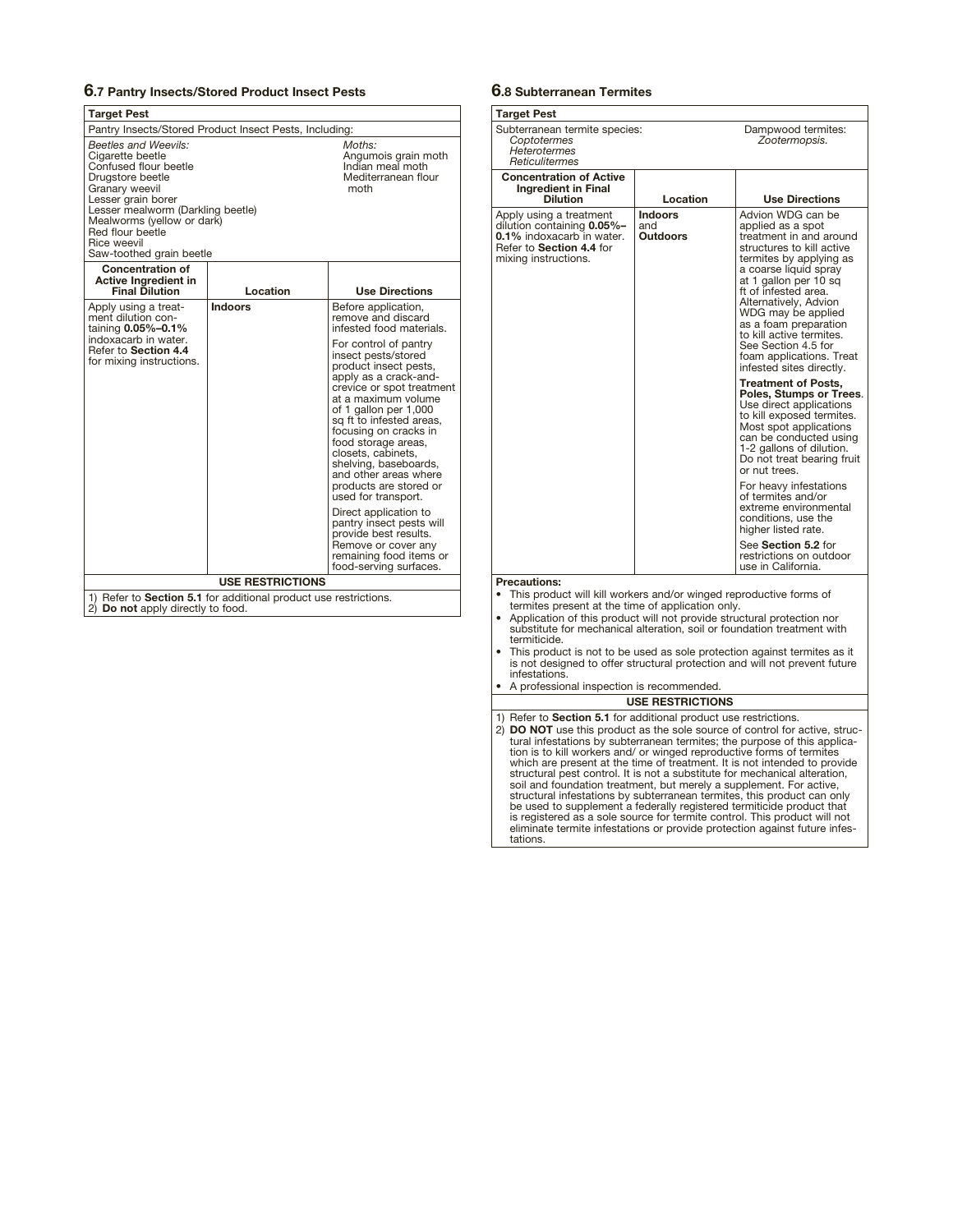## 6.7 Pantry Insects/Stored Product Insect Pests

| Target Pest | | |
|---|---|---|
| Pantry Insects/Stored Product Insect Pests, Including: | | |
| *Beetles and Weevils:*<br>Cigarette beetle<br>Confused flour beetle<br>Drugstore beetle<br>Granary weevil<br>Lesser grain borer<br>Lesser mealworm (Darkling beetle)<br>Mealworms (yellow or dark)<br>Red flour beetle<br>Rice weevil<br>Saw-toothed grain beetle | | *Moths:*<br>Angumois grain moth<br>Indian meal moth<br>Mediterranean flour moth |
| **Concentration of Active Ingredient in Final Dilution** | **Location** | **Use Directions** |
| Apply using a treatment dilution containing **0.05%–0.1%** indoxacarb in water. Refer to **Section 4.4** for mixing instructions. | **Indoors** | Before application, remove and discard infested food materials.<br><br>For control of pantry insect pests/stored product insect pests, apply as a crack-and-crevice or spot treatment at a maximum volume of 1 gallon per 1,000 sq ft to infested areas, focusing on cracks in food storage areas, closets, cabinets, shelving, baseboards, and other areas where products are stored or used for transport.<br><br>Direct application to pantry insect pests will provide best results. Remove or cover any remaining food items or food-serving surfaces. |
| **USE RESTRICTIONS** | | |
| 1) Refer to **Section 5.1** for additional product use restrictions.<br>2) **Do not** apply directly to food. | | |

## 6.8 Subterranean Termites

| Target Pest | | |
|---|---|---|
| Subterranean termite species:<br>*Coptotermes*<br>*Heterotermes*<br>*Reticulitermes* | | Dampwood termites:<br>*Zootermopsis.* |
| **Concentration of Active Ingredient in Final Dilution** | **Location** | **Use Directions** |
| Apply using a treatment dilution containing **0.05%–0.1%** indoxacarb in water. Refer to **Section 4.4** for mixing instructions. | **Indoors** and **Outdoors** | Advion WDG can be applied as a spot treatment in and around structures to kill active termites by applying as a coarse liquid spray at 1 gallon per 10 sq ft of infested area. Alternatively, Advion WDG may be applied as a foam preparation to kill active termites. See Section 4.5 for foam applications. Treat infested sites directly.<br><br>**Treatment of Posts, Poles, Stumps or Trees**. Use direct applications to kill exposed termites. Most spot applications can be conducted using 1-2 gallons of dilution. Do not treat bearing fruit or nut trees.<br><br>For heavy infestations of termites and/or extreme environmental conditions, use the higher listed rate.<br><br>See **Section 5.2** for restrictions on outdoor use in California. |
| **Precautions:**<br>• This product will kill workers and/or winged reproductive forms of termites present at the time of application only.<br>• Application of this product will not provide structural protection nor substitute for mechanical alteration, soil or foundation treatment with termiticide.<br>• This product is not to be used as sole protection against termites as it is not designed to offer structural protection and will not prevent future infestations.<br>• A professional inspection is recommended. | | |
| **USE RESTRICTIONS** | | |
| 1) Refer to **Section 5.1** for additional product use restrictions.<br>2) **DO NOT** use this product as the sole source of control for active, structural infestations by subterranean termites; the purpose of this application is to kill workers and/ or winged reproductive forms of termites which are present at the time of treatment. It is not intended to provide structural pest control. It is not a substitute for mechanical alteration, soil and foundation treatment, but merely a supplement. For active, structural infestations by subterranean termites, this product can only be used to supplement a federally registered termiticide product that is registered as a sole source for termite control. This product will not eliminate termite infestations or provide protection against future infestations. | | |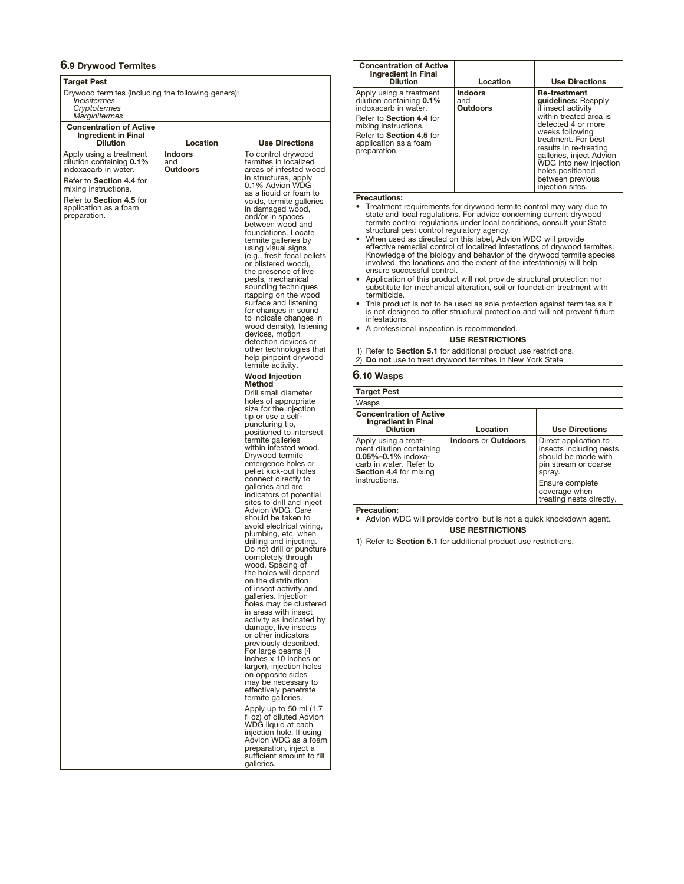### 6.9 Drywood Termites

| Target Pest | | |
|---|---|---|
| Drywood termites (including the following genera): *Incisitermes* *Cryptotermes* *Marginitermes* | | |
| **Concentration of Active Ingredient in Final Dilution** | **Location** | **Use Directions** |
| Apply using a treatment dilution containing **0.1%** indoxacarb in water. Refer to **Section 4.4** for mixing instructions. Refer to **Section 4.5** for application as a foam preparation. | **Indoors** and **Outdoors** | To control drywood termites in localized areas of infested wood in structures, apply 0.1% Advion WDG as a liquid or foam to voids, termite galleries in damaged wood, and/or in spaces between wood and foundations. Locate termite galleries by using visual signs (e.g., fresh fecal pellets or blistered wood), the presence of live pests, mechanical sounding techniques (tapping on the wood surface and listening for changes in sound to indicate changes in wood density), listening devices, motion detection devices or other technologies that help pinpoint drywood termite activity.<br><br>**Wood Injection Method**<br>Drill small diameter holes of appropriate size for the injection tip or use a self-puncturing tip, positioned to intersect termite galleries within infested wood. Drywood termite emergence holes or pellet kick-out holes connect directly to galleries and are indicators of potential sites to drill and inject Advion WDG. Care should be taken to avoid electrical wiring, plumbing, etc. when drilling and injecting. Do not drill or puncture completely through wood. Spacing of the holes will depend on the distribution of insect activity and galleries. Injection holes may be clustered in areas with insect activity as indicated by damage, live insects or other indicators previously described. For large beams (4 inches x 10 inches or larger), injection holes on opposite sides may be necessary to effectively penetrate termite galleries.<br><br>Apply up to 50 ml (1.7 fl oz) of diluted Advion WDG liquid at each injection hole. If using Advion WDG as a foam preparation, inject a sufficient amount to fill galleries. |
| Apply using a treatment dilution containing **0.1%** indoxacarb in water. Refer to **Section 4.4** for mixing instructions. Refer to **Section 4.5** for application as a foam preparation. | **Indoors** and **Outdoors** | **Re-treatment guidelines:** Reapply if insect activity within treated area is detected 4 or more weeks following treatment. For best results in re-treating galleries, inject Advion WDG into new injection holes positioned between previous injection sites. |

**Precautions:**

- Treatment requirements for drywood termite control may vary due to state and local regulations. For advice concerning current drywood termite control regulations under local conditions, consult your State structural pest control regulatory agency.
- When used as directed on this label, Advion WDG will provide effective remedial control of localized infestations of drywood termites. Knowledge of the biology and behavior of the drywood termite species involved, the locations and the extent of the infestation(s) will help ensure successful control.
- Application of this product will not provide structural protection nor substitute for mechanical alteration, soil or foundation treatment with termiticide.
- This product is not to be used as sole protection against termites as it is not designed to offer structural protection and will not prevent future infestations.
- A professional inspection is recommended.

**USE RESTRICTIONS**

1) Refer to **Section 5.1** for additional product use restrictions.
2) **Do not** use to treat drywood termites in New York State

### 6.10 Wasps

| Target Pest | | |
|---|---|---|
| Wasps | | |
| **Concentration of Active Ingredient in Final Dilution** | **Location** | **Use Directions** |
| Apply using a treatment dilution containing **0.05%–0.1%** indoxacarb in water. Refer to **Section 4.4** for mixing instructions. | **Indoors** or **Outdoors** | Direct application to insects including nests should be made with pin stream or coarse spray.<br><br>Ensure complete coverage when treating nests directly. |

**Precaution:**

- Advion WDG will provide control but is not a quick knockdown agent.

**USE RESTRICTIONS**

1) Refer to **Section 5.1** for additional product use restrictions.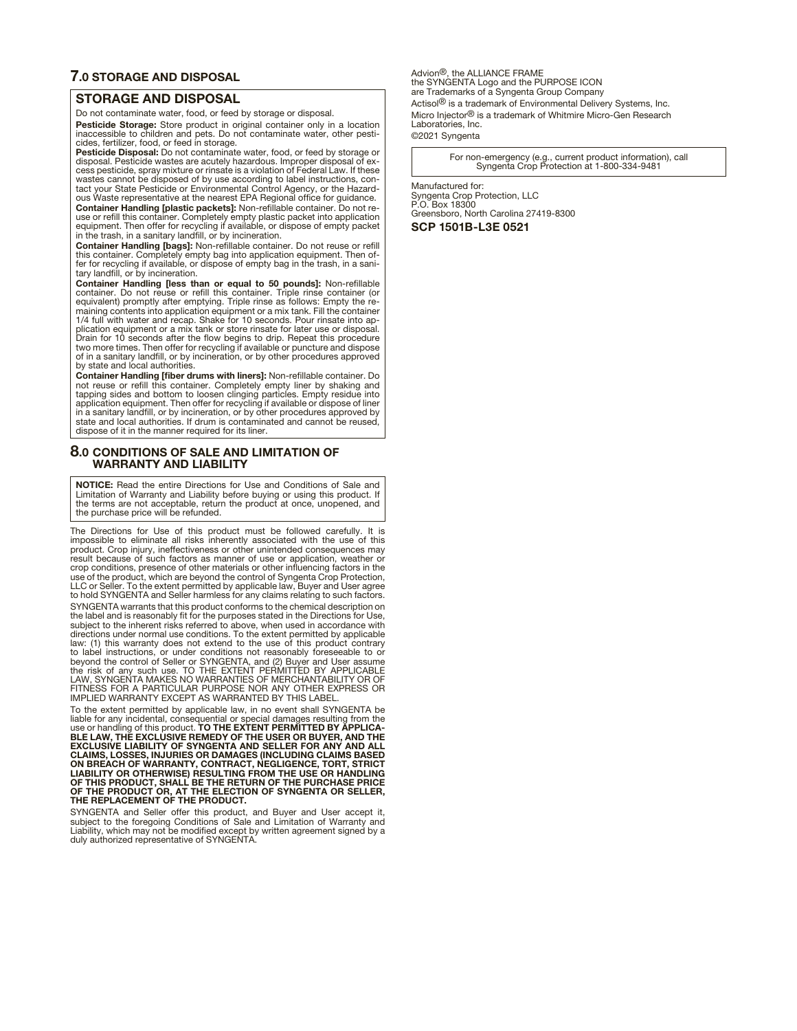## 7.0 STORAGE AND DISPOSAL

### STORAGE AND DISPOSAL

Do not contaminate water, food, or feed by storage or disposal.

**Pesticide Storage:** Store product in original container only in a location inaccessible to children and pets. Do not contaminate water, other pesticides, fertilizer, food, or feed in storage.

**Pesticide Disposal:** Do not contaminate water, food, or feed by storage or disposal. Pesticide wastes are acutely hazardous. Improper disposal of excess pesticide, spray mixture or rinsate is a violation of Federal Law. If these wastes cannot be disposed of by use according to label instructions, contact your State Pesticide or Environmental Control Agency, or the Hazardous Waste representative at the nearest EPA Regional office for guidance.

**Container Handling [plastic packets]:** Non-refillable container. Do not reuse or refill this container. Completely empty plastic packet into application equipment. Then offer for recycling if available, or dispose of empty packet in the trash, in a sanitary landfill, or by incineration.

**Container Handling [bags]:** Non-refillable container. Do not reuse or refill this container. Completely empty bag into application equipment. Then offer for recycling if available, or dispose of empty bag in the trash, in a sanitary landfill, or by incineration.

**Container Handling [less than or equal to 50 pounds]:** Non-refillable container. Do not reuse or refill this container. Triple rinse container (or equivalent) promptly after emptying. Triple rinse as follows: Empty the remaining contents into application equipment or a mix tank. Fill the container 1/4 full with water and recap. Shake for 10 seconds. Pour rinsate into application equipment or a mix tank or store rinsate for later use or disposal. Drain for 10 seconds after the flow begins to drip. Repeat this procedure two more times. Then offer for recycling if available or puncture and dispose of in a sanitary landfill, or by incineration, or by other procedures approved by state and local authorities.

**Container Handling [fiber drums with liners]:** Non-refillable container. Do not reuse or refill this container. Completely empty liner by shaking and tapping sides and bottom to loosen clinging particles. Empty residue into application equipment. Then offer for recycling if available or dispose of liner in a sanitary landfill, or by incineration, or by other procedures approved by state and local authorities. If drum is contaminated and cannot be reused, dispose of it in the manner required for its liner.

## 8.0 CONDITIONS OF SALE AND LIMITATION OF WARRANTY AND LIABILITY

**NOTICE:** Read the entire Directions for Use and Conditions of Sale and Limitation of Warranty and Liability before buying or using this product. If the terms are not acceptable, return the product at once, unopened, and the purchase price will be refunded.

The Directions for Use of this product must be followed carefully. It is impossible to eliminate all risks inherently associated with the use of this product. Crop injury, ineffectiveness or other unintended consequences may result because of such factors as manner of use or application, weather or crop conditions, presence of other materials or other influencing factors in the use of the product, which are beyond the control of Syngenta Crop Protection, LLC or Seller. To the extent permitted by applicable law, Buyer and User agree to hold SYNGENTA and Seller harmless for any claims relating to such factors.

SYNGENTA warrants that this product conforms to the chemical description on the label and is reasonably fit for the purposes stated in the Directions for Use, subject to the inherent risks referred to above, when used in accordance with directions under normal use conditions. To the extent permitted by applicable law: (1) this warranty does not extend to the use of this product contrary to label instructions, or under conditions not reasonably foreseeable to or beyond the control of Seller or SYNGENTA, and (2) Buyer and User assume the risk of any such use. TO THE EXTENT PERMITTED BY APPLICABLE LAW, SYNGENTA MAKES NO WARRANTIES OF MERCHANTABILITY OR OF FITNESS FOR A PARTICULAR PURPOSE NOR ANY OTHER EXPRESS OR IMPLIED WARRANTY EXCEPT AS WARRANTED BY THIS LABEL.

To the extent permitted by applicable law, in no event shall SYNGENTA be liable for any incidental, consequential or special damages resulting from the use or handling of this product. **TO THE EXTENT PERMITTED BY APPLICABLE LAW, THE EXCLUSIVE REMEDY OF THE USER OR BUYER, AND THE EXCLUSIVE LIABILITY OF SYNGENTA AND SELLER FOR ANY AND ALL CLAIMS, LOSSES, INJURIES OR DAMAGES (INCLUDING CLAIMS BASED ON BREACH OF WARRANTY, CONTRACT, NEGLIGENCE, TORT, STRICT LIABILITY OR OTHERWISE) RESULTING FROM THE USE OR HANDLING OF THIS PRODUCT, SHALL BE THE RETURN OF THE PURCHASE PRICE OF THE PRODUCT OR, AT THE ELECTION OF SYNGENTA OR SELLER, THE REPLACEMENT OF THE PRODUCT.**

SYNGENTA and Seller offer this product, and Buyer and User accept it, subject to the foregoing Conditions of Sale and Limitation of Warranty and Liability, which may not be modified except by written agreement signed by a duly authorized representative of SYNGENTA.

Advion®, the ALLIANCE FRAME
the SYNGENTA Logo and the PURPOSE ICON
are Trademarks of a Syngenta Group Company

Actisol® is a trademark of Environmental Delivery Systems, Inc.

Micro Injector® is a trademark of Whitmire Micro-Gen Research Laboratories, Inc.

©2021 Syngenta

For non-emergency (e.g., current product information), call Syngenta Crop Protection at 1-800-334-9481

Manufactured for:
Syngenta Crop Protection, LLC
P.O. Box 18300
Greensboro, North Carolina 27419-8300

**SCP 1501B-L3E 0521**